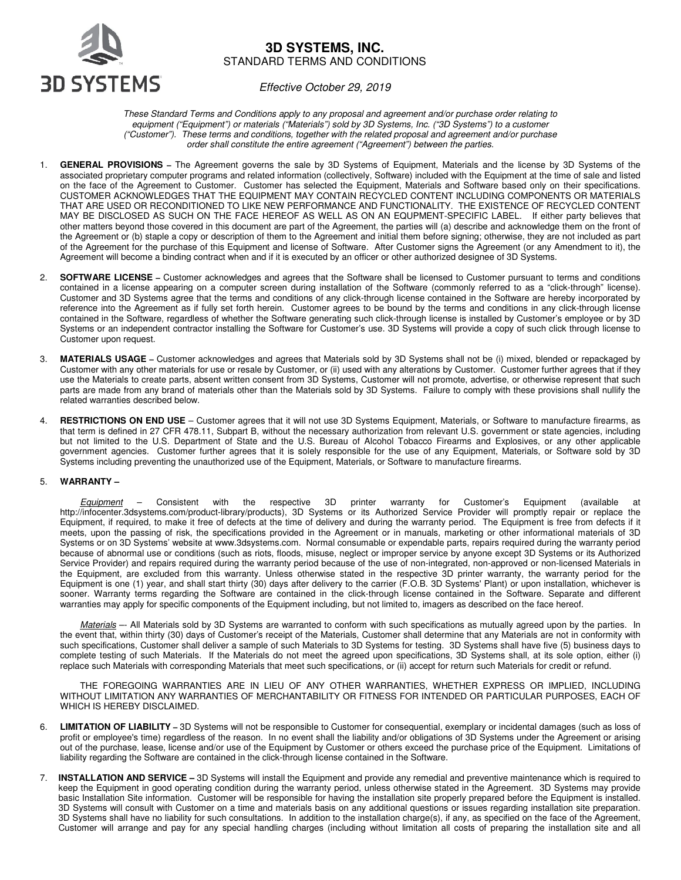# 3D SYSTEMS, INC.

STANDARD TERMS AND CONDITIONS

*Effective October 29, 2019*

*These Standard Terms and Conditions apply to any proposal and agreement and/or purchase order relating to equipment ("Equipment") or materials ("Materials") sold by 3D Systems, Inc. ("3D Systems") to a customer ("Customer"). These terms and conditions, together with the related proposal and agreement and/or purchase order shall constitute the entire agreement ("Agreement") between the parties.*

1. **GENERAL PROVISIONS –** The Agreement governs the sale by 3D Systems of Equipment, Materials and the license by 3D Systems of the associated proprietary computer programs and related information (collectively, Software) included with the Equipment at the time of sale and listed on the face of the Agreement to Customer. Customer has selected the Equipment, Materials and Software based only on their specifications. CUSTOMER ACKNOWLEDGES THAT THE EQUIPMENT MAY CONTAIN RECYCLED CONTENT INCLUDING COMPONENTS OR MATERIALS THAT ARE USED OR RECONDITIONED TO LIKE NEW PERFORMANCE AND FUNCTIONALITY. THE EXISTENCE OF RECYCLED CONTENT MAY BE DISCLOSED AS SUCH ON THE FACE HEREOF AS WELL AS ON AN EQUPMENT-SPECIFIC LABEL. If either party believes that other matters beyond those covered in this document are part of the Agreement, the parties will (a) describe and acknowledge them on the front of the Agreement or (b) staple a copy or description of them to the Agreement and initial them before signing; otherwise, they are not included as part of the Agreement for the purchase of this Equipment and license of Software. After Customer signs the Agreement (or any Amendment to it), the Agreement will become a binding contract when and if it is executed by an officer or other authorized designee of 3D Systems.

2. **SOFTWARE LICENSE –** Customer acknowledges and agrees that the Software shall be licensed to Customer pursuant to terms and conditions contained in a license appearing on a computer screen during installation of the Software (commonly referred to as a "click-through" license). Customer and 3D Systems agree that the terms and conditions of any click-through license contained in the Software are hereby incorporated by reference into the Agreement as if fully set forth herein. Customer agrees to be bound by the terms and conditions in any click-through license contained in the Software, regardless of whether the Software generating such click-through license is installed by Customer's employee or by 3D Systems or an independent contractor installing the Software for Customer's use. 3D Systems will provide a copy of such click through license to Customer upon request.

3. **MATERIALS USAGE –** Customer acknowledges and agrees that Materials sold by 3D Systems shall not be (i) mixed, blended or repackaged by Customer with any other materials for use or resale by Customer, or (ii) used with any alterations by Customer. Customer further agrees that if they use the Materials to create parts, absent written consent from 3D Systems, Customer will not promote, advertise, or otherwise represent that such parts are made from any brand of materials other than the Materials sold by 3D Systems. Failure to comply with these provisions shall nullify the related warranties described below.

4. **RESTRICTIONS ON END USE** – Customer agrees that it will not use 3D Systems Equipment, Materials, or Software to manufacture firearms, as that term is defined in 27 CFR 478.11, Subpart B, without the necessary authorization from relevant U.S. government or state agencies, including but not limited to the U.S. Department of State and the U.S. Bureau of Alcohol Tobacco Firearms and Explosives, or any other applicable government agencies. Customer further agrees that it is solely responsible for the use of any Equipment, Materials, or Software sold by 3D Systems including preventing the unauthorized use of the Equipment, Materials, or Software to manufacture firearms.

5. **WARRANTY –**

   *Equipment* – Consistent with the respective 3D printer warranty for Customer's Equipment (available at http://infocenter.3dsystems.com/product-library/products), 3D Systems or its Authorized Service Provider will promptly repair or replace the Equipment, if required, to make it free of defects at the time of delivery and during the warranty period. The Equipment is free from defects if it meets, upon the passing of risk, the specifications provided in the Agreement or in manuals, marketing or other informational materials of 3D Systems or on 3D Systems' website at www.3dsystems.com. Normal consumable or expendable parts, repairs required during the warranty period because of abnormal use or conditions (such as riots, floods, misuse, neglect or improper service by anyone except 3D Systems or its Authorized Service Provider) and repairs required during the warranty period because of the use of non-integrated, non-approved or non-licensed Materials in the Equipment, are excluded from this warranty. Unless otherwise stated in the respective 3D printer warranty, the warranty period for the Equipment is one (1) year, and shall start thirty (30) days after delivery to the carrier (F.O.B. 3D Systems' Plant) or upon installation, whichever is sooner. Warranty terms regarding the Software are contained in the click-through license contained in the Software. Separate and different warranties may apply for specific components of the Equipment including, but not limited to, imagers as described on the face hereof.

   *Materials* –- All Materials sold by 3D Systems are warranted to conform with such specifications as mutually agreed upon by the parties. In the event that, within thirty (30) days of Customer's receipt of the Materials, Customer shall determine that any Materials are not in conformity with such specifications, Customer shall deliver a sample of such Materials to 3D Systems for testing. 3D Systems shall have five (5) business days to complete testing of such Materials. If the Materials do not meet the agreed upon specifications, 3D Systems shall, at its sole option, either (i) replace such Materials with corresponding Materials that meet such specifications, or (ii) accept for return such Materials for credit or refund.

   THE FOREGOING WARRANTIES ARE IN LIEU OF ANY OTHER WARRANTIES, WHETHER EXPRESS OR IMPLIED, INCLUDING WITHOUT LIMITATION ANY WARRANTIES OF MERCHANTABILITY OR FITNESS FOR INTENDED OR PARTICULAR PURPOSES, EACH OF WHICH IS HEREBY DISCLAIMED.

6. **LIMITATION OF LIABILITY –** 3D Systems will not be responsible to Customer for consequential, exemplary or incidental damages (such as loss of profit or employee's time) regardless of the reason. In no event shall the liability and/or obligations of 3D Systems under the Agreement or arising out of the purchase, lease, license and/or use of the Equipment by Customer or others exceed the purchase price of the Equipment. Limitations of liability regarding the Software are contained in the click-through license contained in the Software.

7. **INSTALLATION AND SERVICE –** 3D Systems will install the Equipment and provide any remedial and preventive maintenance which is required to keep the Equipment in good operating condition during the warranty period, unless otherwise stated in the Agreement. 3D Systems may provide basic Installation Site information. Customer will be responsible for having the installation site properly prepared before the Equipment is installed. 3D Systems will consult with Customer on a time and materials basis on any additional questions or issues regarding installation site preparation. 3D Systems shall have no liability for such consultations. In addition to the installation charge(s), if any, as specified on the face of the Agreement, Customer will arrange and pay for any special handling charges (including without limitation all costs of preparing the installation site and all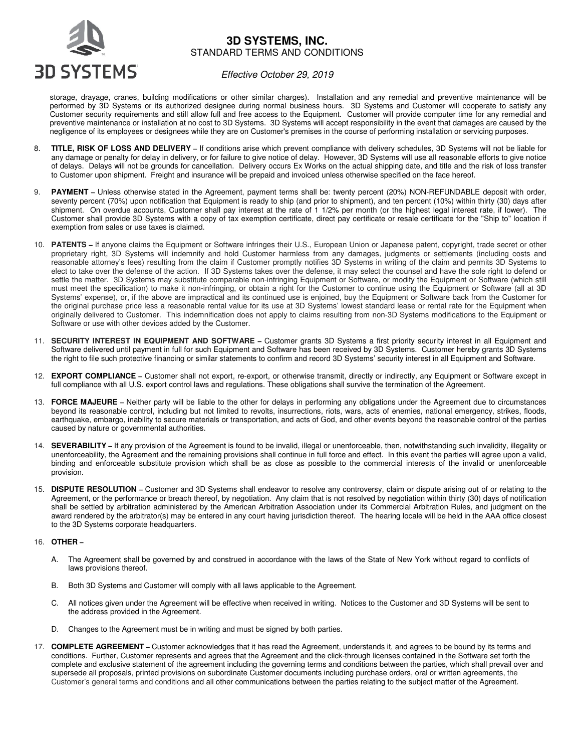storage, drayage, cranes, building modifications or other similar charges). Installation and any remedial and preventive maintenance will be performed by 3D Systems or its authorized designee during normal business hours. 3D Systems and Customer will cooperate to satisfy any Customer security requirements and still allow full and free access to the Equipment. Customer will provide computer time for any remedial and preventive maintenance or installation at no cost to 3D Systems. 3D Systems will accept responsibility in the event that damages are caused by the negligence of its employees or designees while they are on Customer's premises in the course of performing installation or servicing purposes.

8. **TITLE, RISK OF LOSS AND DELIVERY –** If conditions arise which prevent compliance with delivery schedules, 3D Systems will not be liable for any damage or penalty for delay in delivery, or for failure to give notice of delay. However, 3D Systems will use all reasonable efforts to give notice of delays. Delays will not be grounds for cancellation. Delivery occurs Ex Works on the actual shipping date, and title and the risk of loss transfer to Customer upon shipment. Freight and insurance will be prepaid and invoiced unless otherwise specified on the face hereof.

9. **PAYMENT –** Unless otherwise stated in the Agreement, payment terms shall be: twenty percent (20%) NON-REFUNDABLE deposit with order, seventy percent (70%) upon notification that Equipment is ready to ship (and prior to shipment), and ten percent (10%) within thirty (30) days after shipment. On overdue accounts, Customer shall pay interest at the rate of 1 1/2% per month (or the highest legal interest rate, if lower). The Customer shall provide 3D Systems with a copy of tax exemption certificate, direct pay certificate or resale certificate for the "Ship to" location if exemption from sales or use taxes is claimed.

10. **PATENTS –** If anyone claims the Equipment or Software infringes their U.S., European Union or Japanese patent, copyright, trade secret or other proprietary right, 3D Systems will indemnify and hold Customer harmless from any damages, judgments or settlements (including costs and reasonable attorney's fees) resulting from the claim if Customer promptly notifies 3D Systems in writing of the claim and permits 3D Systems to elect to take over the defense of the action. If 3D Systems takes over the defense, it may select the counsel and have the sole right to defend or settle the matter. 3D Systems may substitute comparable non-infringing Equipment or Software, or modify the Equipment or Software (which still must meet the specification) to make it non-infringing, or obtain a right for the Customer to continue using the Equipment or Software (all at 3D Systems' expense), or, if the above are impractical and its continued use is enjoined, buy the Equipment or Software back from the Customer for the original purchase price less a reasonable rental value for its use at 3D Systems' lowest standard lease or rental rate for the Equipment when originally delivered to Customer. This indemnification does not apply to claims resulting from non-3D Systems modifications to the Equipment or Software or use with other devices added by the Customer.

11. **SECURITY INTEREST IN EQUIPMENT AND SOFTWARE –** Customer grants 3D Systems a first priority security interest in all Equipment and Software delivered until payment in full for such Equipment and Software has been received by 3D Systems. Customer hereby grants 3D Systems the right to file such protective financing or similar statements to confirm and record 3D Systems' security interest in all Equipment and Software.

12. **EXPORT COMPLIANCE –** Customer shall not export, re-export, or otherwise transmit, directly or indirectly, any Equipment or Software except in full compliance with all U.S. export control laws and regulations. These obligations shall survive the termination of the Agreement.

13. **FORCE MAJEURE –** Neither party will be liable to the other for delays in performing any obligations under the Agreement due to circumstances beyond its reasonable control, including but not limited to revolts, insurrections, riots, wars, acts of enemies, national emergency, strikes, floods, earthquake, embargo, inability to secure materials or transportation, and acts of God, and other events beyond the reasonable control of the parties caused by nature or governmental authorities.

14. **SEVERABILITY –** If any provision of the Agreement is found to be invalid, illegal or unenforceable, then, notwithstanding such invalidity, illegality or unenforceability, the Agreement and the remaining provisions shall continue in full force and effect. In this event the parties will agree upon a valid, binding and enforceable substitute provision which shall be as close as possible to the commercial interests of the invalid or unenforceable provision.

15. **DISPUTE RESOLUTION –** Customer and 3D Systems shall endeavor to resolve any controversy, claim or dispute arising out of or relating to the Agreement, or the performance or breach thereof, by negotiation. Any claim that is not resolved by negotiation within thirty (30) days of notification shall be settled by arbitration administered by the American Arbitration Association under its Commercial Arbitration Rules, and judgment on the award rendered by the arbitrator(s) may be entered in any court having jurisdiction thereof. The hearing locale will be held in the AAA office closest to the 3D Systems corporate headquarters.

16. **OTHER –**

    A. The Agreement shall be governed by and construed in accordance with the laws of the State of New York without regard to conflicts of laws provisions thereof.

    B. Both 3D Systems and Customer will comply with all laws applicable to the Agreement.

    C. All notices given under the Agreement will be effective when received in writing. Notices to the Customer and 3D Systems will be sent to the address provided in the Agreement.

    D. Changes to the Agreement must be in writing and must be signed by both parties.

17. **COMPLETE AGREEMENT –** Customer acknowledges that it has read the Agreement, understands it, and agrees to be bound by its terms and conditions. Further, Customer represents and agrees that the Agreement and the click-through licenses contained in the Software set forth the complete and exclusive statement of the agreement including the governing terms and conditions between the parties, which shall prevail over and supersede all proposals, printed provisions on subordinate Customer documents including purchase orders, oral or written agreements, the Customer's general terms and conditions and all other communications between the parties relating to the subject matter of the Agreement.